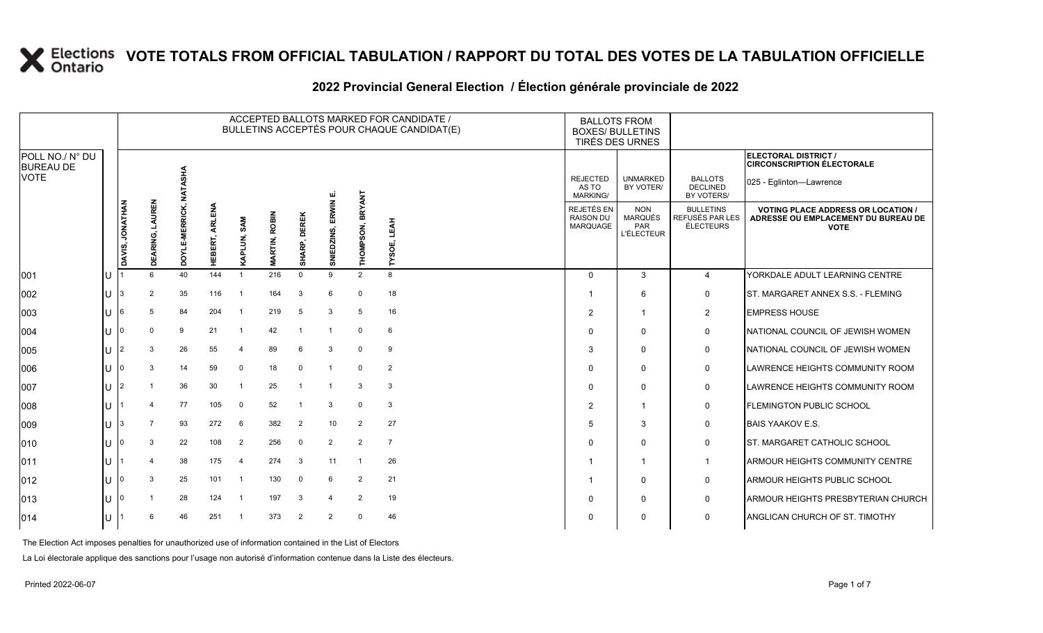# VOTE TOTALS FROM OFFICIAL TABULATION / RAPPORT DU TOTAL DES VOTES DE LA TABULATION OFFICIELLE

## 2022 Provincial General Election / Élection générale provinciale de 2022

ELECTORAL DISTRICT / CIRCONSCRIPTION ÉLECTORALE: 025 - Eglinton—Lawrence

| POLL NO./ N° DU BUREAU DE VOTE | | ACCEPTED BALLOTS MARKED FOR CANDIDATE / BULLETINS ACCEPTÉS POUR CHAQUE CANDIDAT(E) | | | | | | | | | | BALLOTS FROM BOXES/ BULLETINS TIRÉS DES URNES | | | |
|---|---|---|---|---|---|---|---|---|---|---|---|---|---|---|---|
| | | DAVIS, JONATHAN | DEARING, LAUREN | DOYLE-MERRICK, NATASHA | HEBERT, ARLENA | KAPLUN, SAM | MARTIN, ROBIN | SHARP, DEREK | SNIEDZINS, ERWIN E. | THOMPSON, BRYANT | TYSOE, LEAH | REJECTED AS TO MARKING/ REJETÉS EN RAISON DU MARQUAGE | UNMARKED BY VOTER/ NON MARQUÉS PAR L'ÉLECTEUR | BALLOTS DECLINED BY VOTERS/ BULLETINS REFUSÉS PAR LES ÉLECTEURS | VOTING PLACE ADDRESS OR LOCATION / ADRESSE OU EMPLACEMENT DU BUREAU DE VOTE |
| 001 | U | 1 | 6 | 40 | 144 | 1 | 216 | 0 | 9 | 2 | 8 | 0 | 3 | 4 | YORKDALE ADULT LEARNING CENTRE |
| 002 | U | 3 | 2 | 35 | 116 | 1 | 164 | 3 | 6 | 0 | 18 | 1 | 6 | 0 | ST. MARGARET ANNEX S.S. - FLEMING |
| 003 | U | 6 | 5 | 84 | 204 | 1 | 219 | 5 | 3 | 5 | 16 | 2 | 1 | 2 | EMPRESS HOUSE |
| 004 | U | 0 | 0 | 9 | 21 | 1 | 42 | 1 | 1 | 0 | 6 | 0 | 0 | 0 | NATIONAL COUNCIL OF JEWISH WOMEN |
| 005 | U | 2 | 3 | 26 | 55 | 4 | 89 | 6 | 3 | 0 | 9 | 3 | 0 | 0 | NATIONAL COUNCIL OF JEWISH WOMEN |
| 006 | U | 0 | 3 | 14 | 59 | 0 | 18 | 0 | 1 | 0 | 2 | 0 | 0 | 0 | LAWRENCE HEIGHTS COMMUNITY ROOM |
| 007 | U | 2 | 1 | 36 | 30 | 1 | 25 | 1 | 1 | 3 | 3 | 0 | 0 | 0 | LAWRENCE HEIGHTS COMMUNITY ROOM |
| 008 | U | 1 | 4 | 77 | 105 | 0 | 52 | 1 | 3 | 0 | 3 | 2 | 1 | 0 | FLEMINGTON PUBLIC SCHOOL |
| 009 | U | 3 | 7 | 93 | 272 | 6 | 382 | 2 | 10 | 2 | 27 | 5 | 3 | 0 | BAIS YAAKOV E.S. |
| 010 | U | 0 | 3 | 22 | 108 | 2 | 256 | 0 | 2 | 2 | 7 | 0 | 0 | 0 | ST. MARGARET CATHOLIC SCHOOL |
| 011 | U | 1 | 4 | 38 | 175 | 4 | 274 | 3 | 11 | 1 | 26 | 1 | 1 | 1 | ARMOUR HEIGHTS COMMUNITY CENTRE |
| 012 | U | 0 | 3 | 25 | 101 | 1 | 130 | 0 | 6 | 2 | 21 | 1 | 0 | 0 | ARMOUR HEIGHTS PUBLIC SCHOOL |
| 013 | U | 0 | 1 | 28 | 124 | 1 | 197 | 3 | 4 | 2 | 19 | 0 | 0 | 0 | ARMOUR HEIGHTS PRESBYTERIAN CHURCH |
| 014 | U | 1 | 6 | 46 | 251 | 1 | 373 | 2 | 2 | 0 | 46 | 0 | 0 | 0 | ANGLICAN CHURCH OF ST. TIMOTHY |

The Election Act imposes penalties for unauthorized use of information contained in the List of Electors

La Loi électorale applique des sanctions pour l'usage non autorisé d'information contenue dans la Liste des électeurs.

Printed 2022-06-07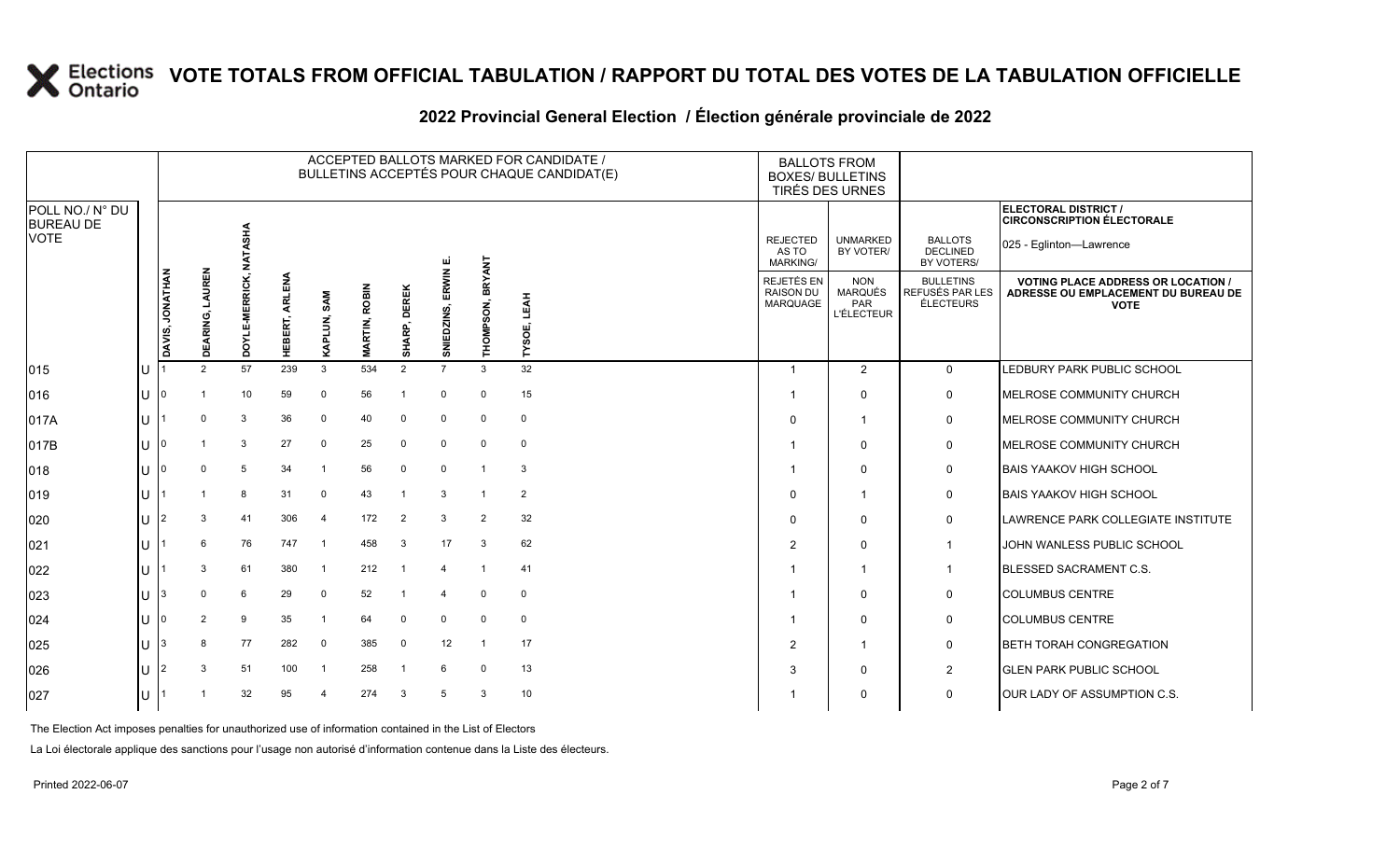# VOTE TOTALS FROM OFFICIAL TABULATION / RAPPORT DU TOTAL DES VOTES DE LA TABULATION OFFICIELLE

## 2022 Provincial General Election / Élection générale provinciale de 2022

ELECTORAL DISTRICT / CIRCONSCRIPTION ÉLECTORALE: 025 - Eglinton—Lawrence

| POLL NO./ N° DU BUREAU DE VOTE | | ACCEPTED BALLOTS MARKED FOR CANDIDATE / BULLETINS ACCEPTÉS POUR CHAQUE CANDIDAT(E) | | | | | | | | | | BALLOTS FROM BOXES/ BULLETINS TIRÉS DES URNES | | | |
|---|---|---|---|---|---|---|---|---|---|---|---|---|---|---|---|
| | | DAVIS, JONATHAN | DEARING, LAUREN | DOYLE-MERRICK, NATASHA | HEBERT, ARLENA | KAPLUN, SAM | MARTIN, ROBIN | SHARP, DEREK | SNIEDZINS, ERWIN E. | THOMPSON, BRYANT | TYSOE, LEAH | REJECTED AS TO MARKING/ REJETÉS EN RAISON DU MARQUAGE | UNMARKED BY VOTER/ NON MARQUÉS PAR L'ÉLECTEUR | BALLOTS DECLINED BY VOTERS/ BULLETINS REFUSÉS PAR LES ÉLECTEURS | VOTING PLACE ADDRESS OR LOCATION / ADRESSE OU EMPLACEMENT DU BUREAU DE VOTE |
| 015 | U | 1 | 2 | 57 | 239 | 3 | 534 | 2 | 7 | 3 | 32 | 1 | 2 | 0 | LEDBURY PARK PUBLIC SCHOOL |
| 016 | U | 0 | 1 | 10 | 59 | 0 | 56 | 1 | 0 | 0 | 15 | 1 | 0 | 0 | MELROSE COMMUNITY CHURCH |
| 017A | U | 1 | 0 | 3 | 36 | 0 | 40 | 0 | 0 | 0 | 0 | 0 | 1 | 0 | MELROSE COMMUNITY CHURCH |
| 017B | U | 0 | 1 | 3 | 27 | 0 | 25 | 0 | 0 | 0 | 0 | 1 | 0 | 0 | MELROSE COMMUNITY CHURCH |
| 018 | U | 0 | 0 | 5 | 34 | 1 | 56 | 0 | 0 | 1 | 3 | 1 | 0 | 0 | BAIS YAAKOV HIGH SCHOOL |
| 019 | U | 1 | 1 | 8 | 31 | 0 | 43 | 1 | 3 | 1 | 2 | 0 | 1 | 0 | BAIS YAAKOV HIGH SCHOOL |
| 020 | U | 2 | 3 | 41 | 306 | 4 | 172 | 2 | 3 | 2 | 32 | 0 | 0 | 0 | LAWRENCE PARK COLLEGIATE INSTITUTE |
| 021 | U | 1 | 6 | 76 | 747 | 1 | 458 | 3 | 17 | 3 | 62 | 2 | 0 | 1 | JOHN WANLESS PUBLIC SCHOOL |
| 022 | U | 1 | 3 | 61 | 380 | 1 | 212 | 1 | 4 | 1 | 41 | 1 | 1 | 1 | BLESSED SACRAMENT C.S. |
| 023 | U | 3 | 0 | 6 | 29 | 0 | 52 | 1 | 4 | 0 | 0 | 1 | 0 | 0 | COLUMBUS CENTRE |
| 024 | U | 0 | 2 | 9 | 35 | 1 | 64 | 0 | 0 | 0 | 0 | 1 | 0 | 0 | COLUMBUS CENTRE |
| 025 | U | 3 | 8 | 77 | 282 | 0 | 385 | 0 | 12 | 1 | 17 | 2 | 1 | 0 | BETH TORAH CONGREGATION |
| 026 | U | 2 | 3 | 51 | 100 | 1 | 258 | 1 | 6 | 0 | 13 | 3 | 0 | 2 | GLEN PARK PUBLIC SCHOOL |
| 027 | U | 1 | 1 | 32 | 95 | 4 | 274 | 3 | 5 | 3 | 10 | 1 | 0 | 0 | OUR LADY OF ASSUMPTION C.S. |

The Election Act imposes penalties for unauthorized use of information contained in the List of Electors

La Loi électorale applique des sanctions pour l'usage non autorisé d'information contenue dans la Liste des électeurs.

Printed 2022-06-07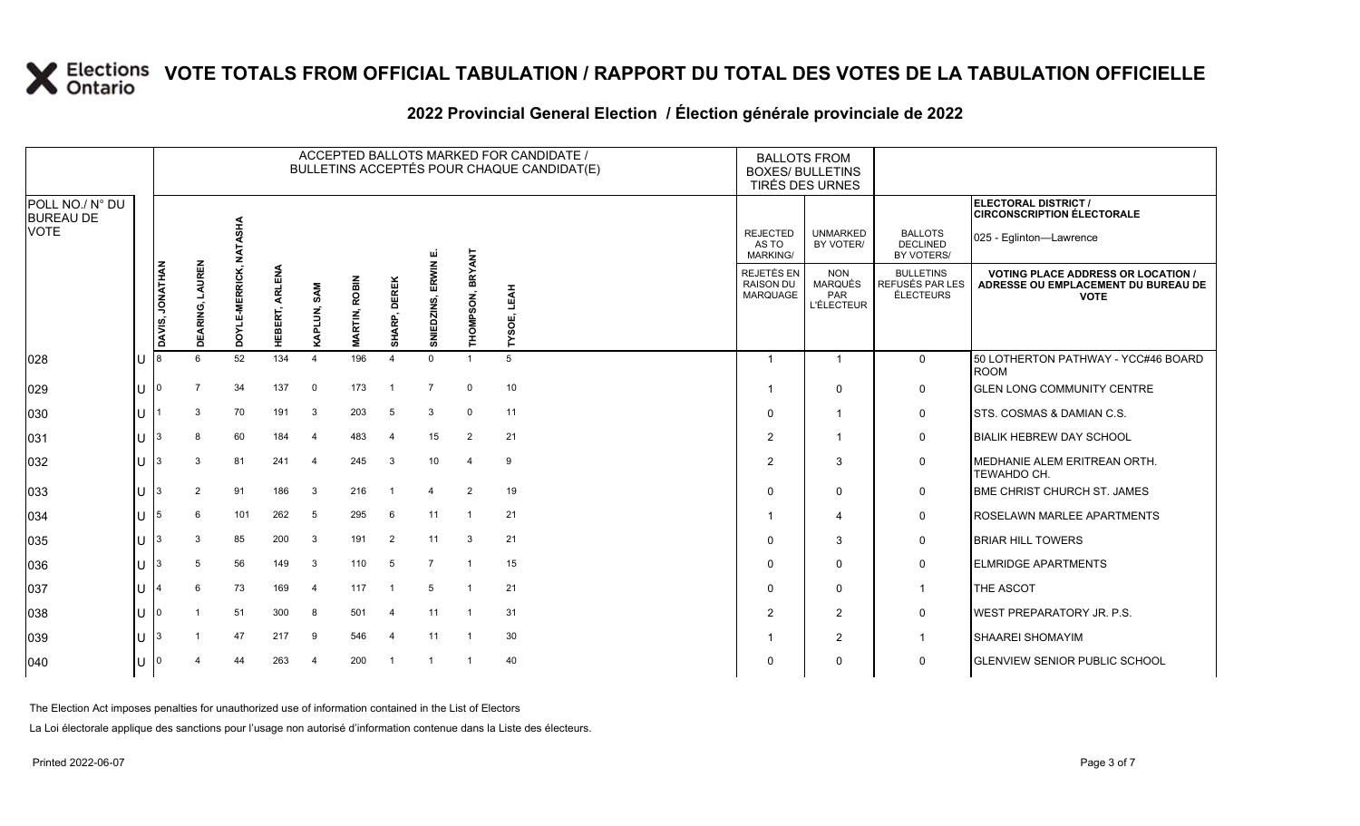# VOTE TOTALS FROM OFFICIAL TABULATION / RAPPORT DU TOTAL DES VOTES DE LA TABULATION OFFICIELLE

## 2022 Provincial General Election / Élection générale provinciale de 2022

ELECTORAL DISTRICT / CIRCONSCRIPTION ÉLECTORALE: 025 - Eglinton—Lawrence

| POLL NO./ N° DU BUREAU DE VOTE | | ACCEPTED BALLOTS MARKED FOR CANDIDATE / BULLETINS ACCEPTÉS POUR CHAQUE CANDIDAT(E) | | | | | | | | | | BALLOTS FROM BOXES/ BULLETINS TIRÉS DES URNES | | | |
|---|---|---|---|---|---|---|---|---|---|---|---|---|---|---|---|
| | | DAVIS, JONATHAN | DEARING, LAUREN | DOYLE-MERRICK, NATASHA | HEBERT, ARLENA | KAPLUN, SAM | MARTIN, ROBIN | SHARP, DEREK | SNIEDZINS, ERWIN E. | THOMPSON, BRYANT | TYSOE, LEAH | REJECTED AS TO MARKING/ REJETÉS EN RAISON DU MARQUAGE | UNMARKED BY VOTER/ NON MARQUÉS PAR L'ÉLECTEUR | BALLOTS DECLINED BY VOTERS/ BULLETINS REFUSÉS PAR LES ÉLECTEURS | VOTING PLACE ADDRESS OR LOCATION / ADRESSE OU EMPLACEMENT DU BUREAU DE VOTE |
| 028 | U | 8 | 6 | 52 | 134 | 4 | 196 | 4 | 0 | 1 | 5 | 1 | 1 | 0 | 50 LOTHERTON PATHWAY - YCC#46 BOARD ROOM |
| 029 | U | 0 | 7 | 34 | 137 | 0 | 173 | 1 | 7 | 0 | 10 | 1 | 0 | 0 | GLEN LONG COMMUNITY CENTRE |
| 030 | U | 1 | 3 | 70 | 191 | 3 | 203 | 5 | 3 | 0 | 11 | 0 | 1 | 0 | STS. COSMAS & DAMIAN C.S. |
| 031 | U | 3 | 8 | 60 | 184 | 4 | 483 | 4 | 15 | 2 | 21 | 2 | 1 | 0 | BIALIK HEBREW DAY SCHOOL |
| 032 | U | 3 | 3 | 81 | 241 | 4 | 245 | 3 | 10 | 4 | 9 | 2 | 3 | 0 | MEDHANIE ALEM ERITREAN ORTH. TEWAHDO CH. |
| 033 | U | 3 | 2 | 91 | 186 | 3 | 216 | 1 | 4 | 2 | 19 | 0 | 0 | 0 | BME CHRIST CHURCH ST. JAMES |
| 034 | U | 5 | 6 | 101 | 262 | 5 | 295 | 6 | 11 | 1 | 21 | 1 | 4 | 0 | ROSELAWN MARLEE APARTMENTS |
| 035 | U | 3 | 3 | 85 | 200 | 3 | 191 | 2 | 11 | 3 | 21 | 0 | 3 | 0 | BRIAR HILL TOWERS |
| 036 | U | 3 | 5 | 56 | 149 | 3 | 110 | 5 | 7 | 1 | 15 | 0 | 0 | 0 | ELMRIDGE APARTMENTS |
| 037 | U | 4 | 6 | 73 | 169 | 4 | 117 | 1 | 5 | 1 | 21 | 0 | 0 | 1 | THE ASCOT |
| 038 | U | 0 | 1 | 51 | 300 | 8 | 501 | 4 | 11 | 1 | 31 | 2 | 2 | 0 | WEST PREPARATORY JR. P.S. |
| 039 | U | 3 | 1 | 47 | 217 | 9 | 546 | 4 | 11 | 1 | 30 | 1 | 2 | 1 | SHAAREI SHOMAYIM |
| 040 | U | 0 | 4 | 44 | 263 | 4 | 200 | 1 | 1 | 1 | 40 | 0 | 0 | 0 | GLENVIEW SENIOR PUBLIC SCHOOL |

The Election Act imposes penalties for unauthorized use of information contained in the List of Electors

La Loi électorale applique des sanctions pour l'usage non autorisé d'information contenue dans la Liste des électeurs.

Printed 2022-06-07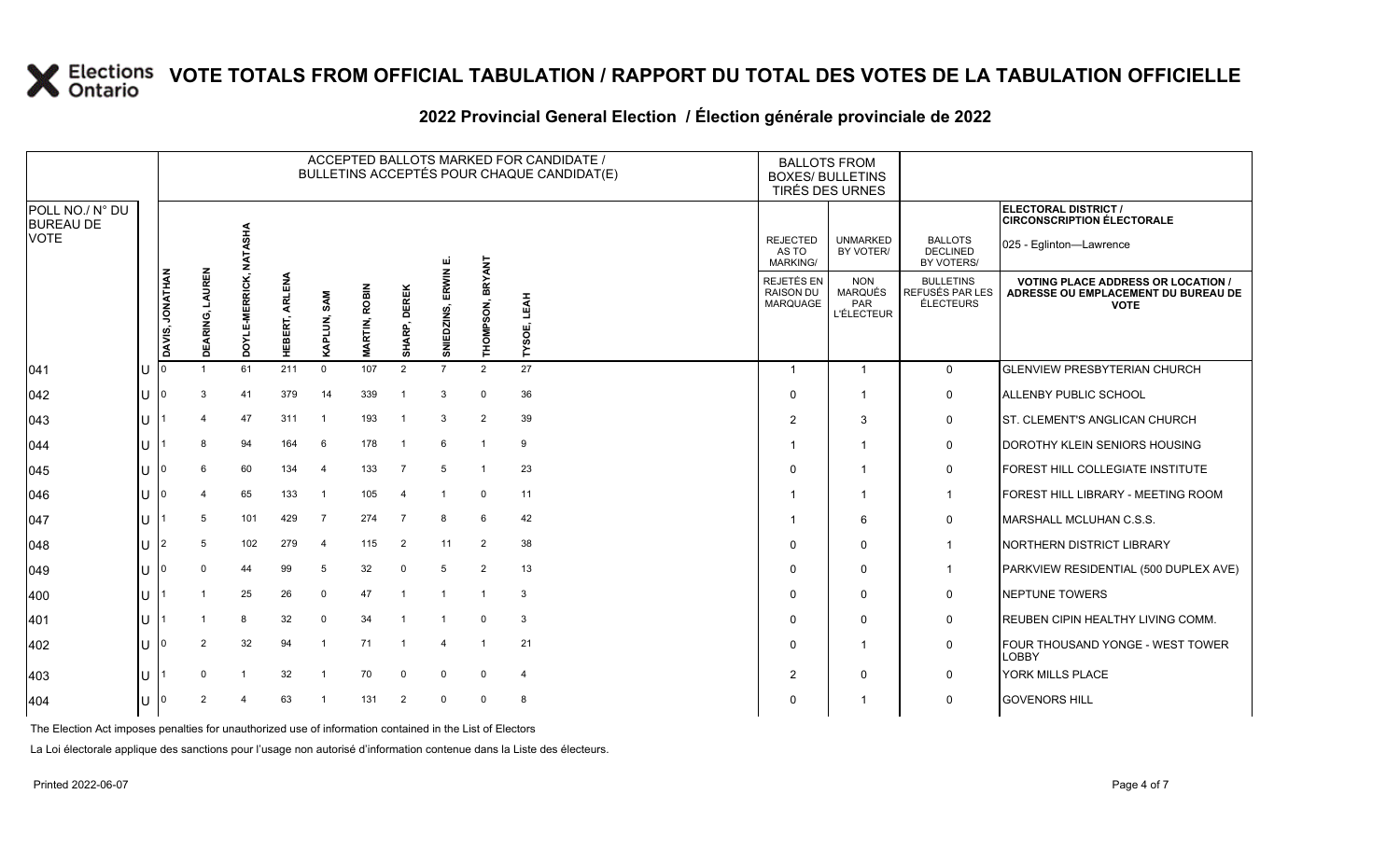# VOTE TOTALS FROM OFFICIAL TABULATION / RAPPORT DU TOTAL DES VOTES DE LA TABULATION OFFICIELLE

## 2022 Provincial General Election / Élection générale provinciale de 2022

| POLL NO./ N° DU BUREAU DE VOTE | | ACCEPTED BALLOTS MARKED FOR CANDIDATE / BULLETINS ACCEPTÉS POUR CHAQUE CANDIDAT(E) | | | | | | | | | | BALLOTS FROM BOXES/ BULLETINS TIRÉS DES URNES | | | ELECTORAL DISTRICT / CIRCONSCRIPTION ÉLECTORALE 025 - Eglinton—Lawrence |
|---|---|---|---|---|---|---|---|---|---|---|---|---|---|---|---|
| | | DAVIS, JONATHAN | DEARING, LAUREN | DOYLE-MERRICK, NATASHA | HEBERT, ARLENA | KAPLUN, SAM | MARTIN, ROBIN | SHARP, DEREK | SNIEDZINS, ERWIN E. | THOMPSON, BRYANT | TYSOE, LEAH | REJECTED AS TO MARKING/ REJETÉS EN RAISON DU MARQUAGE | UNMARKED BY VOTER/ NON MARQUÉS PAR L'ÉLECTEUR | BALLOTS DECLINED BY VOTERS/ BULLETINS REFUSÉS PAR LES ÉLECTEURS | VOTING PLACE ADDRESS OR LOCATION / ADRESSE OU EMPLACEMENT DU BUREAU DE VOTE |
| 041 | U | 0 | 1 | 61 | 211 | 0 | 107 | 2 | 7 | 2 | 27 | 1 | 1 | 0 | GLENVIEW PRESBYTERIAN CHURCH |
| 042 | U | 0 | 3 | 41 | 379 | 14 | 339 | 1 | 3 | 0 | 36 | 0 | 1 | 0 | ALLENBY PUBLIC SCHOOL |
| 043 | U | 1 | 4 | 47 | 311 | 1 | 193 | 1 | 3 | 2 | 39 | 2 | 3 | 0 | ST. CLEMENT'S ANGLICAN CHURCH |
| 044 | U | 1 | 8 | 94 | 164 | 6 | 178 | 1 | 6 | 1 | 9 | 1 | 1 | 0 | DOROTHY KLEIN SENIORS HOUSING |
| 045 | U | 0 | 6 | 60 | 134 | 4 | 133 | 7 | 5 | 1 | 23 | 0 | 1 | 0 | FOREST HILL COLLEGIATE INSTITUTE |
| 046 | U | 0 | 4 | 65 | 133 | 1 | 105 | 4 | 1 | 0 | 11 | 1 | 1 | 1 | FOREST HILL LIBRARY - MEETING ROOM |
| 047 | U | 1 | 5 | 101 | 429 | 7 | 274 | 7 | 8 | 6 | 42 | 1 | 6 | 0 | MARSHALL MCLUHAN C.S.S. |
| 048 | U | 2 | 5 | 102 | 279 | 4 | 115 | 2 | 11 | 2 | 38 | 0 | 0 | 1 | NORTHERN DISTRICT LIBRARY |
| 049 | U | 0 | 0 | 44 | 99 | 5 | 32 | 0 | 5 | 2 | 13 | 0 | 0 | 1 | PARKVIEW RESIDENTIAL (500 DUPLEX AVE) |
| 400 | U | 1 | 1 | 25 | 26 | 0 | 47 | 1 | 1 | 1 | 3 | 0 | 0 | 0 | NEPTUNE TOWERS |
| 401 | U | 1 | 1 | 8 | 32 | 0 | 34 | 1 | 1 | 0 | 3 | 0 | 0 | 0 | REUBEN CIPIN HEALTHY LIVING COMM. |
| 402 | U | 0 | 2 | 32 | 94 | 1 | 71 | 1 | 4 | 1 | 21 | 0 | 1 | 0 | FOUR THOUSAND YONGE - WEST TOWER LOBBY |
| 403 | U | 1 | 0 | 1 | 32 | 1 | 70 | 0 | 0 | 0 | 4 | 2 | 0 | 0 | YORK MILLS PLACE |
| 404 | U | 0 | 2 | 4 | 63 | 1 | 131 | 2 | 0 | 0 | 8 | 0 | 1 | 0 | GOVENORS HILL |

The Election Act imposes penalties for unauthorized use of information contained in the List of Electors

La Loi électorale applique des sanctions pour l'usage non autorisé d'information contenue dans la Liste des électeurs.

Printed 2022-06-07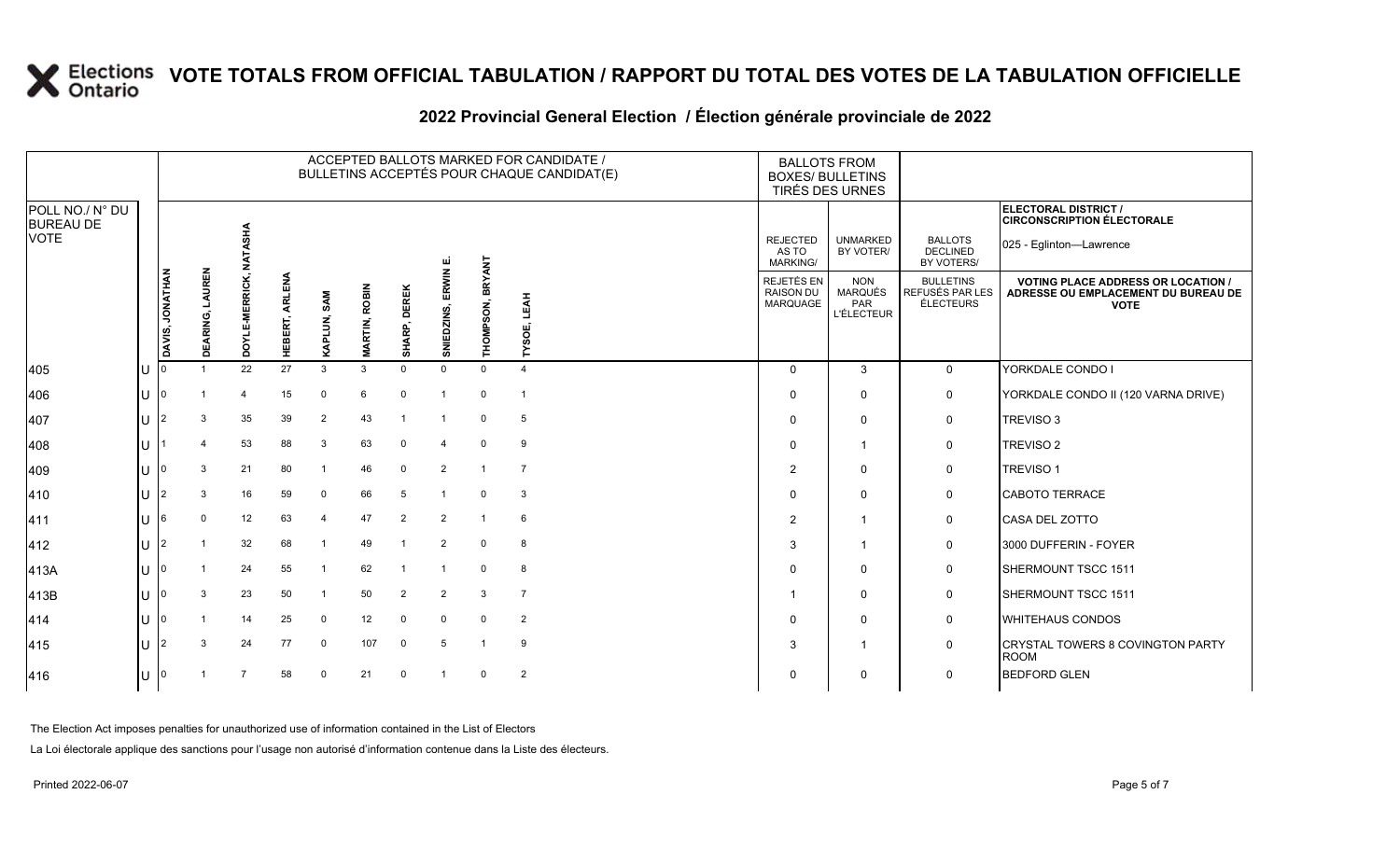# VOTE TOTALS FROM OFFICIAL TABULATION / RAPPORT DU TOTAL DES VOTES DE LA TABULATION OFFICIELLE

## 2022 Provincial General Election / Élection générale provinciale de 2022

ELECTORAL DISTRICT / CIRCONSCRIPTION ÉLECTORALE: 025 - Eglinton—Lawrence

| POLL NO./ N° DU BUREAU DE VOTE | | ACCEPTED BALLOTS MARKED FOR CANDIDATE / BULLETINS ACCEPTÉS POUR CHAQUE CANDIDAT(E) | | | | | | | | | | BALLOTS FROM BOXES/ BULLETINS TIRÉS DES URNES | | | |
|---|---|---|---|---|---|---|---|---|---|---|---|---|---|---|---|
| | | DAVIS, JONATHAN | DEARING, LAUREN | DOYLE-MERRICK, NATASHA | HEBERT, ARLENA | KAPLUN, SAM | MARTIN, ROBIN | SHARP, DEREK | SNIEDZINS, ERWIN E. | THOMPSON, BRYANT | TYSOE, LEAH | REJECTED AS TO MARKING/ REJETÉS EN RAISON DU MARQUAGE | UNMARKED BY VOTER/ NON MARQUÉS PAR L'ÉLECTEUR | BALLOTS DECLINED BY VOTERS/ BULLETINS REFUSÉS PAR LES ÉLECTEURS | VOTING PLACE ADDRESS OR LOCATION / ADRESSE OU EMPLACEMENT DU BUREAU DE VOTE |
| 405 | U | 0 | 1 | 22 | 27 | 3 | 3 | 0 | 0 | 0 | 4 | 0 | 3 | 0 | YORKDALE CONDO I |
| 406 | U | 0 | 1 | 4 | 15 | 0 | 6 | 0 | 1 | 0 | 1 | 0 | 0 | 0 | YORKDALE CONDO II (120 VARNA DRIVE) |
| 407 | U | 2 | 3 | 35 | 39 | 2 | 43 | 1 | 1 | 0 | 5 | 0 | 0 | 0 | TREVISO 3 |
| 408 | U | 1 | 4 | 53 | 88 | 3 | 63 | 0 | 4 | 0 | 9 | 0 | 1 | 0 | TREVISO 2 |
| 409 | U | 0 | 3 | 21 | 80 | 1 | 46 | 0 | 2 | 1 | 7 | 2 | 0 | 0 | TREVISO 1 |
| 410 | U | 2 | 3 | 16 | 59 | 0 | 66 | 5 | 1 | 0 | 3 | 0 | 0 | 0 | CABOTO TERRACE |
| 411 | U | 6 | 0 | 12 | 63 | 4 | 47 | 2 | 2 | 1 | 6 | 2 | 1 | 0 | CASA DEL ZOTTO |
| 412 | U | 2 | 1 | 32 | 68 | 1 | 49 | 1 | 2 | 0 | 8 | 3 | 1 | 0 | 3000 DUFFERIN - FOYER |
| 413A | U | 0 | 1 | 24 | 55 | 1 | 62 | 1 | 1 | 0 | 8 | 0 | 0 | 0 | SHERMOUNT TSCC 1511 |
| 413B | U | 0 | 3 | 23 | 50 | 1 | 50 | 2 | 2 | 3 | 7 | 1 | 0 | 0 | SHERMOUNT TSCC 1511 |
| 414 | U | 0 | 1 | 14 | 25 | 0 | 12 | 0 | 0 | 0 | 2 | 0 | 0 | 0 | WHITEHAUS CONDOS |
| 415 | U | 2 | 3 | 24 | 77 | 0 | 107 | 0 | 5 | 1 | 9 | 3 | 1 | 0 | CRYSTAL TOWERS 8 COVINGTON PARTY ROOM |
| 416 | U | 0 | 1 | 7 | 58 | 0 | 21 | 0 | 1 | 0 | 2 | 0 | 0 | 0 | BEDFORD GLEN |

The Election Act imposes penalties for unauthorized use of information contained in the List of Electors

La Loi électorale applique des sanctions pour l'usage non autorisé d'information contenue dans la Liste des électeurs.

Printed 2022-06-07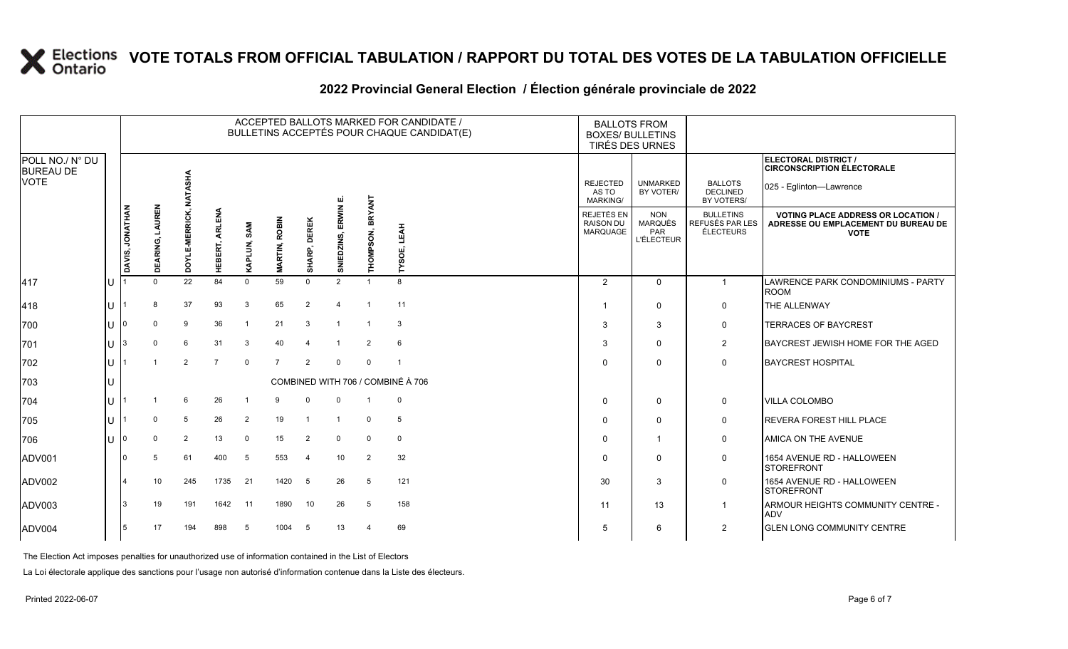# VOTE TOTALS FROM OFFICIAL TABULATION / RAPPORT DU TOTAL DES VOTES DE LA TABULATION OFFICIELLE

## 2022 Provincial General Election / Élection générale provinciale de 2022

**ELECTORAL DISTRICT / CIRCONSCRIPTION ÉLECTORALE**
025 - Eglinton—Lawrence

| POLL NO./ N° DU BUREAU DE VOTE | | DAVIS, JONATHAN | DEARING, LAUREN | DOYLE-MERRICK, NATASHA | HEBERT, ARLENA | KAPLUN, SAM | MARTIN, ROBIN | SHARP, DEREK | SNIEDZINS, ERWIN E. | THOMPSON, BRYANT | TYSOE, LEAH | REJECTED AS TO MARKING/ REJETÉS EN RAISON DU MARQUAGE | UNMARKED BY VOTER/ NON MARQUÉS PAR L'ÉLECTEUR | BALLOTS DECLINED BY VOTERS/ BULLETINS REFUSÉS PAR LES ÉLECTEURS | VOTING PLACE ADDRESS OR LOCATION / ADRESSE OU EMPLACEMENT DU BUREAU DE VOTE |
|---|---|---|---|---|---|---|---|---|---|---|---|---|---|---|---|
| 417 | U | 1 | 0 | 22 | 84 | 0 | 59 | 0 | 2 | 1 | 8 | 2 | 0 | 1 | LAWRENCE PARK CONDOMINIUMS - PARTY ROOM |
| 418 | U | 1 | 8 | 37 | 93 | 3 | 65 | 2 | 4 | 1 | 11 | 1 | 0 | 0 | THE ALLENWAY |
| 700 | U | 0 | 0 | 9 | 36 | 1 | 21 | 3 | 1 | 1 | 3 | 3 | 3 | 0 | TERRACES OF BAYCREST |
| 701 | U | 3 | 0 | 6 | 31 | 3 | 40 | 4 | 1 | 2 | 6 | 3 | 0 | 2 | BAYCREST JEWISH HOME FOR THE AGED |
| 702 | U | 1 | 1 | 2 | 7 | 0 | 7 | 2 | 0 | 0 | 1 | 0 | 0 | 0 | BAYCREST HOSPITAL |
| 703 | U | COMBINED WITH 706 / COMBINÉ À 706 | | | | | | | | | | | | | |
| 704 | U | 1 | 1 | 6 | 26 | 1 | 9 | 0 | 0 | 1 | 0 | 0 | 0 | 0 | VILLA COLOMBO |
| 705 | U | 1 | 0 | 5 | 26 | 2 | 19 | 1 | 1 | 0 | 5 | 0 | 0 | 0 | REVERA FOREST HILL PLACE |
| 706 | U | 0 | 0 | 2 | 13 | 0 | 15 | 2 | 0 | 0 | 0 | 0 | 1 | 0 | AMICA ON THE AVENUE |
| ADV001 | | 0 | 5 | 61 | 400 | 5 | 553 | 4 | 10 | 2 | 32 | 0 | 0 | 0 | 1654 AVENUE RD - HALLOWEEN STOREFRONT |
| ADV002 | | 4 | 10 | 245 | 1735 | 21 | 1420 | 5 | 26 | 5 | 121 | 30 | 3 | 0 | 1654 AVENUE RD - HALLOWEEN STOREFRONT |
| ADV003 | | 3 | 19 | 191 | 1642 | 11 | 1890 | 10 | 26 | 5 | 158 | 11 | 13 | 1 | ARMOUR HEIGHTS COMMUNITY CENTRE - ADV |
| ADV004 | | 5 | 17 | 194 | 898 | 5 | 1004 | 5 | 13 | 4 | 69 | 5 | 6 | 2 | GLEN LONG COMMUNITY CENTRE |

The Election Act imposes penalties for unauthorized use of information contained in the List of Electors

La Loi électorale applique des sanctions pour l'usage non autorisé d'information contenue dans la Liste des électeurs.

Printed 2022-06-07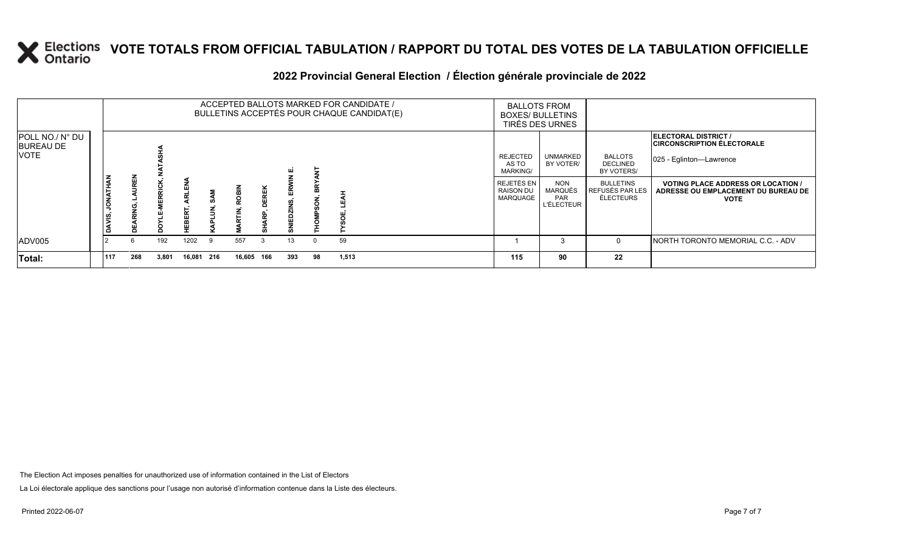# VOTE TOTALS FROM OFFICIAL TABULATION / RAPPORT DU TOTAL DES VOTES DE LA TABULATION OFFICIELLE

## 2022 Provincial General Election / Élection générale provinciale de 2022

| POLL NO./ N° DU BUREAU DE VOTE | ACCEPTED BALLOTS MARKED FOR CANDIDATE / BULLETINS ACCEPTÉS POUR CHAQUE CANDIDAT(E) | | | | | | | | | | BALLOTS FROM BOXES/ BULLETINS TIRÉS DES URNES | | | ELECTORAL DISTRICT / CIRCONSCRIPTION ÉLECTORALE 025 - Eglinton—Lawrence |
|---|---|---|---|---|---|---|---|---|---|---|---|---|---|---|
| | DAVIS, JONATHAN | DEARING, LAUREN | DOYLE-MERRICK, NATASHA | HEBERT, ARLENA | KAPLUN, SAM | MARTIN, ROBIN | SHARP, DEREK | SNIEDZINS, ERWIN E. | THOMPSON, BRYANT | TYSOE, LEAH | REJECTED AS TO MARKING/ REJETÉS EN RAISON DU MARQUAGE | UNMARKED BY VOTER/ NON MARQUÉS PAR L'ÉLECTEUR | BALLOTS DECLINED BY VOTERS/ BULLETINS REFUSÉS PAR LES ÉLECTEURS | VOTING PLACE ADDRESS OR LOCATION / ADRESSE OU EMPLACEMENT DU BUREAU DE VOTE |
| ADV005 | 2 | 6 | 192 | 1202 | 9 | 557 | 3 | 13 | 0 | 59 | 1 | 3 | 0 | NORTH TORONTO MEMORIAL C.C. - ADV |
| **Total:** | **117** | **268** | **3,801** | **16,081** | **216** | **16,605** | **166** | **393** | **98** | **1,513** | **115** | **90** | **22** | |

The Election Act imposes penalties for unauthorized use of information contained in the List of Electors

La Loi électorale applique des sanctions pour l'usage non autorisé d'information contenue dans la Liste des électeurs.

Printed 2022-06-07